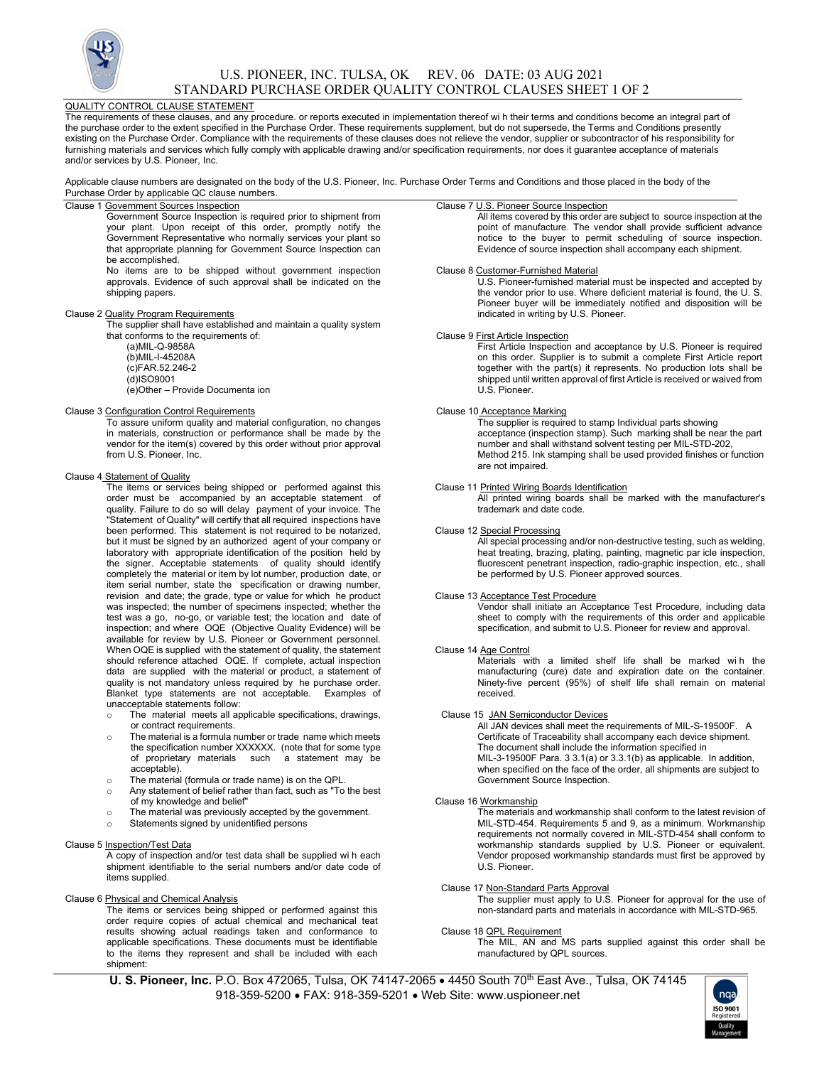# U.S. PIONEER, INC. TULSA, OK REV. 06 DATE: 03 AUG 2021

## STANDARD PURCHASE ORDER QUALITY CONTROL CLAUSES SHEET 1 OF 2

### QUALITY CONTROL CLAUSE STATEMENT

The requirements of these clauses, and any procedure. or reports executed in implementation thereof wi h their terms and conditions become an integral part of the purchase order to the extent specified in the Purchase Order. These requirements supplement, but do not supersede, the Terms and Conditions presently existing on the Purchase Order. Compliance with the requirements of these clauses does not relieve the vendor, supplier or subcontractor of his responsibility for furnishing materials and services which fully comply with applicable drawing and/or specification requirements, nor does it guarantee acceptance of materials and/or services by U.S. Pioneer, Inc.

Applicable clause numbers are designated on the body of the U.S. Pioneer, Inc. Purchase Order Terms and Conditions and those placed in the body of the Purchase Order by applicable QC clause numbers.

**Clause 1 Government Sources Inspection**

Government Source Inspection is required prior to shipment from your plant. Upon receipt of this order, promptly notify the Government Representative who normally services your plant so that appropriate planning for Government Source Inspection can be accomplished.

No items are to be shipped without government inspection approvals. Evidence of such approval shall be indicated on the shipping papers.

**Clause 2 Quality Program Requirements**

The supplier shall have established and maintain a quality system that conforms to the requirements of:

(a)MIL-Q-9858A
(b)MIL-I-45208A
(c)FAR.52.246-2
(d)ISO9001
(e)Other – Provide Documenta ion

**Clause 3 Configuration Control Requirements**

To assure uniform quality and material configuration, no changes in materials, construction or performance shall be made by the vendor for the item(s) covered by this order without prior approval from U.S. Pioneer, Inc.

**Clause 4 Statement of Quality**

The items or services being shipped or performed against this order must be accompanied by an acceptable statement of quality. Failure to do so will delay payment of your invoice. The "Statement of Quality" will certify that all required inspections have been performed. This statement is not required to be notarized, but it must be signed by an authorized agent of your company or laboratory with appropriate identification of the position held by the signer. Acceptable statements of quality should identify completely the material or item by lot number, production date, or item serial number, state the specification or drawing number, revision and date; the grade, type or value for which he product was inspected; the number of specimens inspected; whether the test was a go, no-go, or variable test; the location and date of inspection; and where OQE (Objective Quality Evidence) will be available for review by U.S. Pioneer or Government personnel. When OQE is supplied with the statement of quality, the statement should reference attached OQE. If complete, actual inspection data are supplied with the material or product, a statement of quality is not mandatory unless required by he purchase order. Blanket type statements are not acceptable. Examples of unacceptable statements follow:

- The material meets all applicable specifications, drawings, or contract requirements.
- The material is a formula number or trade name which meets the specification number XXXXXX. (note that for some type of proprietary materials such a statement may be acceptable).
- The material (formula or trade name) is on the QPL.
- Any statement of belief rather than fact, such as "To the best of my knowledge and belief"
- The material was previously accepted by the government.
- Statements signed by unidentified persons

**Clause 5 Inspection/Test Data**

A copy of inspection and/or test data shall be supplied wi h each shipment identifiable to the serial numbers and/or date code of items supplied.

**Clause 6 Physical and Chemical Analysis**

The items or services being shipped or performed against this order require copies of actual chemical and mechanical teat results showing actual readings taken and conformance to applicable specifications. These documents must be identifiable to the items they represent and shall be included with each shipment:

**Clause 7 U.S. Pioneer Source Inspection**

All items covered by this order are subject to source inspection at the point of manufacture. The vendor shall provide sufficient advance notice to the buyer to permit scheduling of source inspection. Evidence of source inspection shall accompany each shipment.

**Clause 8 Customer-Furnished Material**

U.S. Pioneer-furnished material must be inspected and accepted by the vendor prior to use. Where deficient material is found, the U. S. Pioneer buyer will be immediately notified and disposition will be indicated in writing by U.S. Pioneer.

**Clause 9 First Article Inspection**

First Article Inspection and acceptance by U.S. Pioneer is required on this order. Supplier is to submit a complete First Article report together with the part(s) it represents. No production lots shall be shipped until written approval of first Article is received or waived from U.S. Pioneer.

**Clause 10 Acceptance Marking**

The supplier is required to stamp Individual parts showing acceptance (inspection stamp). Such marking shall be near the part number and shall withstand solvent testing per MIL-STD-202, Method 215. Ink stamping shall be used provided finishes or function are not impaired.

**Clause 11 Printed Wiring Boards Identification**

All printed wiring boards shall be marked with the manufacturer's trademark and date code.

**Clause 12 Special Processing**

All special processing and/or non-destructive testing, such as welding, heat treating, brazing, plating, painting, magnetic par icle inspection, fluorescent penetrant inspection, radio-graphic inspection, etc., shall be performed by U.S. Pioneer approved sources.

**Clause 13 Acceptance Test Procedure**

Vendor shall initiate an Acceptance Test Procedure, including data sheet to comply with the requirements of this order and applicable specification, and submit to U.S. Pioneer for review and approval.

**Clause 14 Age Control**

Materials with a limited shelf life shall be marked wi h the manufacturing (cure) date and expiration date on the container. Ninety-five percent (95%) of shelf life shall remain on material received.

**Clause 15 JAN Semiconductor Devices**

All JAN devices shall meet the requirements of MIL-S-19500F. A Certificate of Traceability shall accompany each device shipment. The document shall include the information specified in MIL-3-19500F Para. 3 3.1(a) or 3.3.1(b) as applicable. In addition, when specified on the face of the order, all shipments are subject to Government Source Inspection.

**Clause 16 Workmanship**

The materials and workmanship shall conform to the latest revision of MIL-STD-454. Requirements 5 and 9, as a minimum. Workmanship requirements not normally covered in MIL-STD-454 shall conform to workmanship standards supplied by U.S. Pioneer or equivalent. Vendor proposed workmanship standards must first be approved by U.S. Pioneer.

**Clause 17 Non-Standard Parts Approval**

The supplier must apply to U.S. Pioneer for approval for the use of non-standard parts and materials in accordance with MIL-STD-965.

**Clause 18 QPL Requirement**

The MIL, AN and MS parts supplied against this order shall be manufactured by QPL sources.

**U. S. Pioneer, Inc.** P.O. Box 472065, Tulsa, OK 74147-2065 • 4450 South 70th East Ave., Tulsa, OK 74145
918-359-5200 • FAX: 918-359-5201 • Web Site: www.uspioneer.net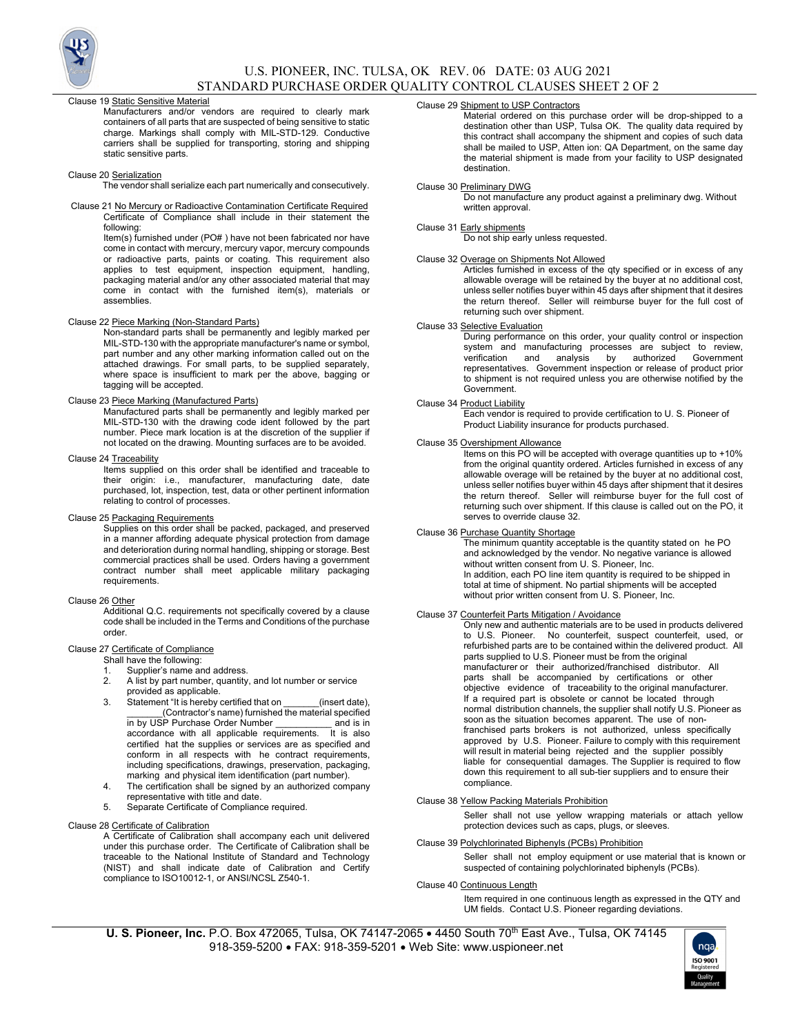# U.S. PIONEER, INC. TULSA, OK REV. 06 DATE: 03 AUG 2021
## STANDARD PURCHASE ORDER QUALITY CONTROL CLAUSES SHEET 2 OF 2

Clause 19 Static Sensitive Material

Manufacturers and/or vendors are required to clearly mark containers of all parts that are suspected of being sensitive to static charge. Markings shall comply with MIL-STD-129. Conductive carriers shall be supplied for transporting, storing and shipping static sensitive parts.

Clause 20 Serialization

The vendor shall serialize each part numerically and consecutively.

Clause 21 No Mercury or Radioactive Contamination Certificate Required

Certificate of Compliance shall include in their statement the following:

Item(s) furnished under (PO# ) have not been fabricated nor have come in contact with mercury, mercury vapor, mercury compounds or radioactive parts, paints or coating. This requirement also applies to test equipment, inspection equipment, handling, packaging material and/or any other associated material that may come in contact with the furnished item(s), materials or assemblies.

Clause 22 Piece Marking (Non-Standard Parts)

Non-standard parts shall be permanently and legibly marked per MIL-STD-130 with the appropriate manufacturer's name or symbol, part number and any other marking information called out on the attached drawings. For small parts, to be supplied separately, where space is insufficient to mark per the above, bagging or tagging will be accepted.

Clause 23 Piece Marking (Manufactured Parts)

Manufactured parts shall be permanently and legibly marked per MIL-STD-130 with the drawing code ident followed by the part number. Piece mark location is at the discretion of the supplier if not located on the drawing. Mounting surfaces are to be avoided.

Clause 24 Traceability

Items supplied on this order shall be identified and traceable to their origin: i.e., manufacturer, manufacturing date, date purchased, lot, inspection, test, data or other pertinent information relating to control of processes.

Clause 25 Packaging Requirements

Supplies on this order shall be packed, packaged, and preserved in a manner affording adequate physical protection from damage and deterioration during normal handling, shipping or storage. Best commercial practices shall be used. Orders having a government contract number shall meet applicable military packaging requirements.

Clause 26 Other

Additional Q.C. requirements not specifically covered by a clause code shall be included in the Terms and Conditions of the purchase order.

Clause 27 Certificate of Compliance

Shall have the following:

1. Supplier's name and address.
2. A list by part number, quantity, and lot number or service provided as applicable.
3. Statement "It is hereby certified that on _______(insert date), _______(Contractor's name) furnished the material specified in by USP Purchase Order Number ___________ and is in accordance with all applicable requirements. It is also certified hat the supplies or services are as specified and conform in all respects with he contract requirements, including specifications, drawings, preservation, packaging, marking and physical item identification (part number).
4. The certification shall be signed by an authorized company representative with title and date.
5. Separate Certificate of Compliance required.

Clause 28 Certificate of Calibration

A Certificate of Calibration shall accompany each unit delivered under this purchase order. The Certificate of Calibration shall be traceable to the National Institute of Standard and Technology (NIST) and shall indicate date of Calibration and Certify compliance to ISO10012-1, or ANSI/NCSL Z540-1.

Clause 29 Shipment to USP Contractors

Material ordered on this purchase order will be drop-shipped to a destination other than USP, Tulsa OK. The quality data required by this contract shall accompany the shipment and copies of such data shall be mailed to USP, Atten ion: QA Department, on the same day the material shipment is made from your facility to USP designated destination.

Clause 30 Preliminary DWG

Do not manufacture any product against a preliminary dwg. Without written approval.

Clause 31 Early shipments

Do not ship early unless requested.

Clause 32 Overage on Shipments Not Allowed

Articles furnished in excess of the qty specified or in excess of any allowable overage will be retained by the buyer at no additional cost, unless seller notifies buyer within 45 days after shipment that it desires the return thereof. Seller will reimburse buyer for the full cost of returning such over shipment.

Clause 33 Selective Evaluation

During performance on this order, your quality control or inspection system and manufacturing processes are subject to review, verification and analysis by authorized Government representatives. Government inspection or release of product prior to shipment is not required unless you are otherwise notified by the Government.

Clause 34 Product Liability

Each vendor is required to provide certification to U. S. Pioneer of Product Liability insurance for products purchased.

Clause 35 Overshipment Allowance

Items on this PO will be accepted with overage quantities up to +10% from the original quantity ordered. Articles furnished in excess of any allowable overage will be retained by the buyer at no additional cost, unless seller notifies buyer within 45 days after shipment that it desires the return thereof. Seller will reimburse buyer for the full cost of returning such over shipment. If this clause is called out on the PO, it serves to override clause 32.

Clause 36 Purchase Quantity Shortage

The minimum quantity acceptable is the quantity stated on he PO and acknowledged by the vendor. No negative variance is allowed without written consent from U. S. Pioneer, Inc.

In addition, each PO line item quantity is required to be shipped in total at time of shipment. No partial shipments will be accepted without prior written consent from U. S. Pioneer, Inc.

Clause 37 Counterfeit Parts Mitigation / Avoidance

Only new and authentic materials are to be used in products delivered to U.S. Pioneer. No counterfeit, suspect counterfeit, used, or refurbished parts are to be contained within the delivered product. All parts supplied to U.S. Pioneer must be from the original manufacturer or their authorized/franchised distributor. All parts shall be accompanied by certifications or other objective evidence of traceability to the original manufacturer. If a required part is obsolete or cannot be located through normal distribution channels, the supplier shall notify U.S. Pioneer as soon as the situation becomes apparent. The use of non-franchised parts brokers is not authorized, unless specifically approved by U.S. Pioneer. Failure to comply with this requirement will result in material being rejected and the supplier possibly liable for consequential damages. The Supplier is required to flow down this requirement to all sub-tier suppliers and to ensure their compliance.

Clause 38 Yellow Packing Materials Prohibition

Seller shall not use yellow wrapping materials or attach yellow protection devices such as caps, plugs, or sleeves.

Clause 39 Polychlorinated Biphenyls (PCBs) Prohibition

Seller shall not employ equipment or use material that is known or suspected of containing polychlorinated biphenyls (PCBs).

Clause 40 Continuous Length

Item required in one continuous length as expressed in the QTY and UM fields. Contact U.S. Pioneer regarding deviations.

**U. S. Pioneer, Inc.** P.O. Box 472065, Tulsa, OK 74147-2065 • 4450 South 70th East Ave., Tulsa, OK 74145
918-359-5200 • FAX: 918-359-5201 • Web Site: www.uspioneer.net